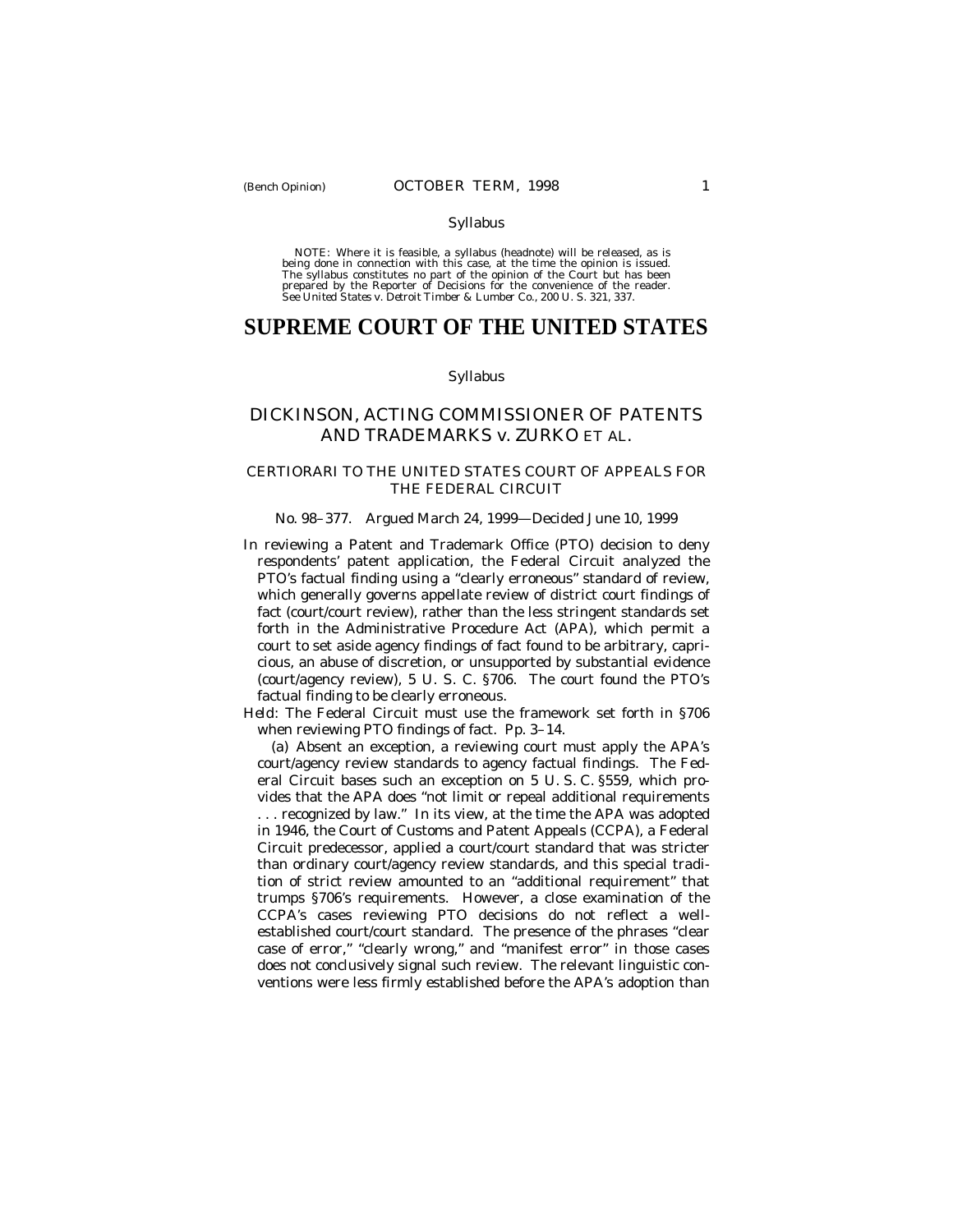Syllabus

NOTE: Where it is feasible, a syllabus (headnote) will be released, as is being done in connection with this case, at the time the opinion is issued. The syllabus constitutes no part of the opinion of the Court but has been prepared by the Reporter of Decisions for the convenience of the reader. See *United States* v. *Detroit Timber & Lumber Co.,* 200 U. S. 321, 337.

# SUPREME COURT OF THE UNITED STATES

Syllabus

## DICKINSON, ACTING COMMISSIONER OF PATENTS AND TRADEMARKS *v.* ZURKO ET AL.

### CERTIORARI TO THE UNITED STATES COURT OF APPEALS FOR THE FEDERAL CIRCUIT

No. 98–377. Argued March 24, 1999—Decided June 10, 1999

In reviewing a Patent and Trademark Office (PTO) decision to deny respondents' patent application, the Federal Circuit analyzed the PTO's factual finding using a "clearly erroneous" standard of review, which generally governs appellate review of district court findings of fact (court/court review), rather than the less stringent standards set forth in the Administrative Procedure Act (APA), which permit a court to set aside agency findings of fact found to be arbitrary, capricious, an abuse of discretion, or unsupported by substantial evidence (court/agency review), 5 U. S. C. §706. The court found the PTO's factual finding to be clearly erroneous.

*Held:* The Federal Circuit must use the framework set forth in §706 when reviewing PTO findings of fact. Pp. 3–14.

(a) Absent an exception, a reviewing court must apply the APA's court/agency review standards to agency factual findings. The Federal Circuit bases such an exception on 5 U. S. C. §559, which provides that the APA does "not limit or repeal additional requirements . . . recognized by law." In its view, at the time the APA was adopted in 1946, the Court of Customs and Patent Appeals (CCPA), a Federal Circuit predecessor, applied a court/court standard that was stricter than ordinary court/agency review standards, and this special tradition of strict review amounted to an "additional requirement" that trumps §706's requirements. However, a close examination of the CCPA's cases reviewing PTO decisions do not reflect a well-established court/court standard. The presence of the phrases "clear case of error," "clearly wrong," and "manifest error" in those cases does not conclusively signal such review. The relevant linguistic conventions were less firmly established before the APA's adoption than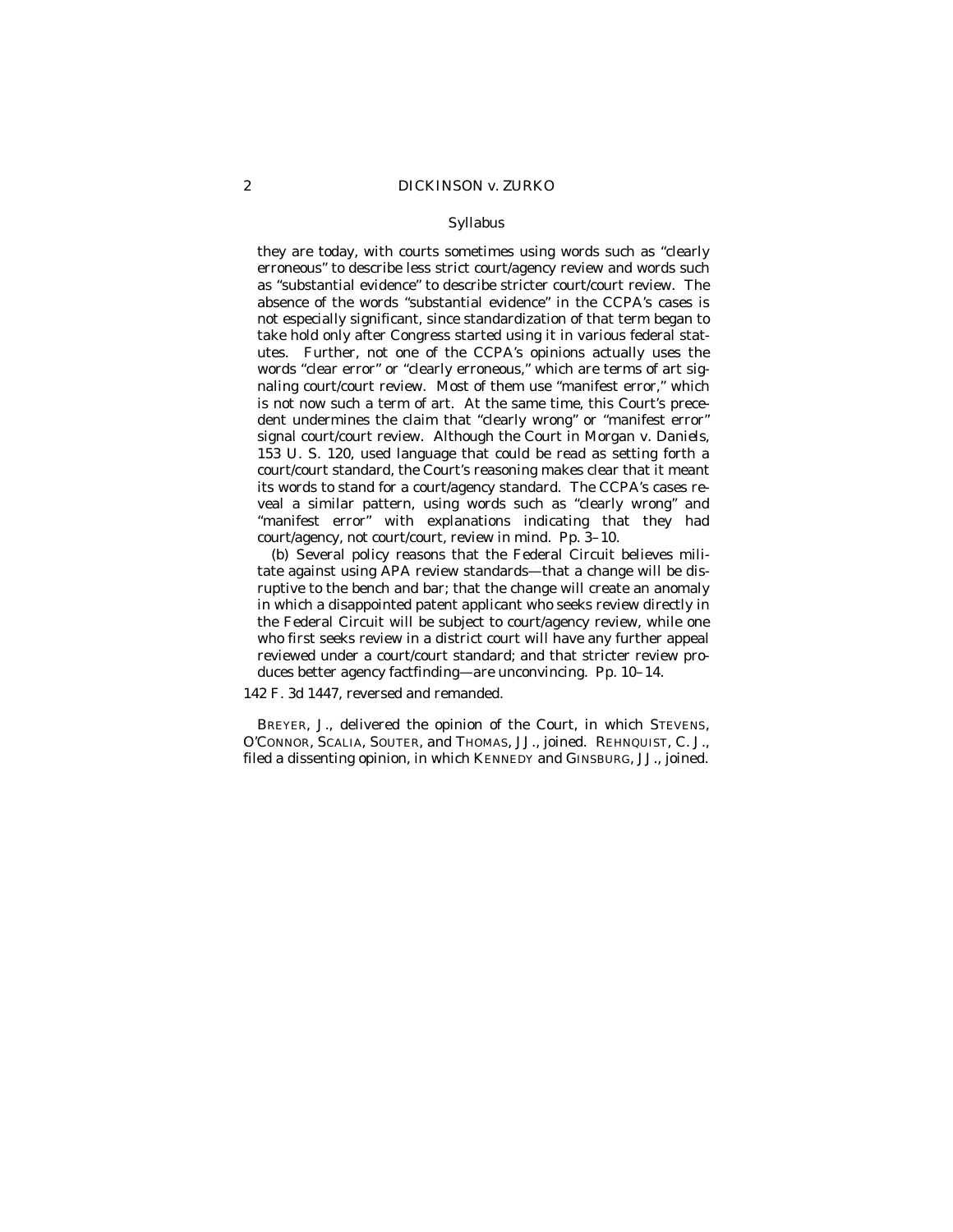they are today, with courts sometimes using words such as "clearly erroneous" to describe less strict court/agency review and words such as "substantial evidence" to describe stricter court/court review. The absence of the words "substantial evidence" in the CCPA's cases is not especially significant, since standardization of that term began to take hold only after Congress started using it in various federal statutes. Further, not one of the CCPA's opinions actually uses the words "clear error" or "clearly erroneous," which are terms of art signaling court/court review. Most of them use "manifest error," which is not now such a term of art. At the same time, this Court's precedent undermines the claim that "clearly wrong" or "manifest error" signal court/court review. Although the Court in *Morgan* v. *Daniels*, 153 U. S. 120, used language that could be read as setting forth a court/court standard, the Court's reasoning makes clear that it meant its words to stand for a court/agency standard. The CCPA's cases reveal a similar pattern, using words such as "clearly wrong" and "manifest error" with explanations indicating that they had court/agency, not court/court, review in mind. Pp. 3–10.

(b) Several policy reasons that the Federal Circuit believes militate against using APA review standards—that a change will be disruptive to the bench and bar; that the change will create an anomaly in which a disappointed patent applicant who seeks review directly in the Federal Circuit will be subject to court/agency review, while one who first seeks review in a district court will have any further appeal reviewed under a court/court standard; and that stricter review produces better agency factfinding—are unconvincing. Pp. 10–14.

142 F. 3d 1447, reversed and remanded.

BREYER, J., delivered the opinion of the Court, in which STEVENS, O'CONNOR, SCALIA, SOUTER, and THOMAS, JJ., joined. REHNQUIST, C. J., filed a dissenting opinion, in which KENNEDY and GINSBURG, JJ., joined.